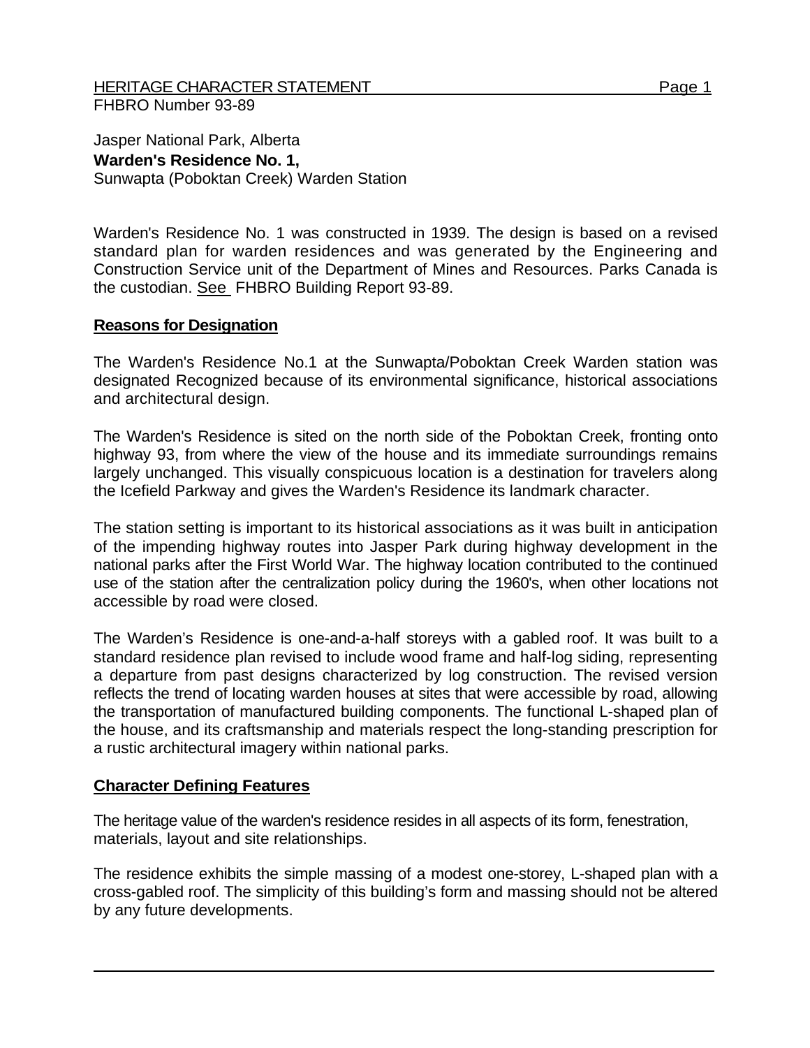HERITAGE CHARACTER STATEMENT

FHBRO Number 93-89

Jasper National Park, Alberta

**Warden's Residence No. 1,**

Sunwapta (Poboktan Creek) Warden Station

Warden's Residence No. 1 was constructed in 1939. The design is based on a revised standard plan for warden residences and was generated by the Engineering and Construction Service unit of the Department of Mines and Resources. Parks Canada is the custodian. See FHBRO Building Report 93-89.

## Reasons for Designation

The Warden's Residence No.1 at the Sunwapta/Poboktan Creek Warden station was designated Recognized because of its environmental significance, historical associations and architectural design.

The Warden's Residence is sited on the north side of the Poboktan Creek, fronting onto highway 93, from where the view of the house and its immediate surroundings remains largely unchanged. This visually conspicuous location is a destination for travelers along the Icefield Parkway and gives the Warden's Residence its landmark character.

The station setting is important to its historical associations as it was built in anticipation of the impending highway routes into Jasper Park during highway development in the national parks after the First World War. The highway location contributed to the continued use of the station after the centralization policy during the 1960's, when other locations not accessible by road were closed.

The Warden's Residence is one-and-a-half storeys with a gabled roof. It was built to a standard residence plan revised to include wood frame and half-log siding, representing a departure from past designs characterized by log construction. The revised version reflects the trend of locating warden houses at sites that were accessible by road, allowing the transportation of manufactured building components. The functional L-shaped plan of the house, and its craftsmanship and materials respect the long-standing prescription for a rustic architectural imagery within national parks.

## Character Defining Features

The heritage value of the warden's residence resides in all aspects of its form, fenestration, materials, layout and site relationships.

The residence exhibits the simple massing of a modest one-storey, L-shaped plan with a cross-gabled roof. The simplicity of this building's form and massing should not be altered by any future developments.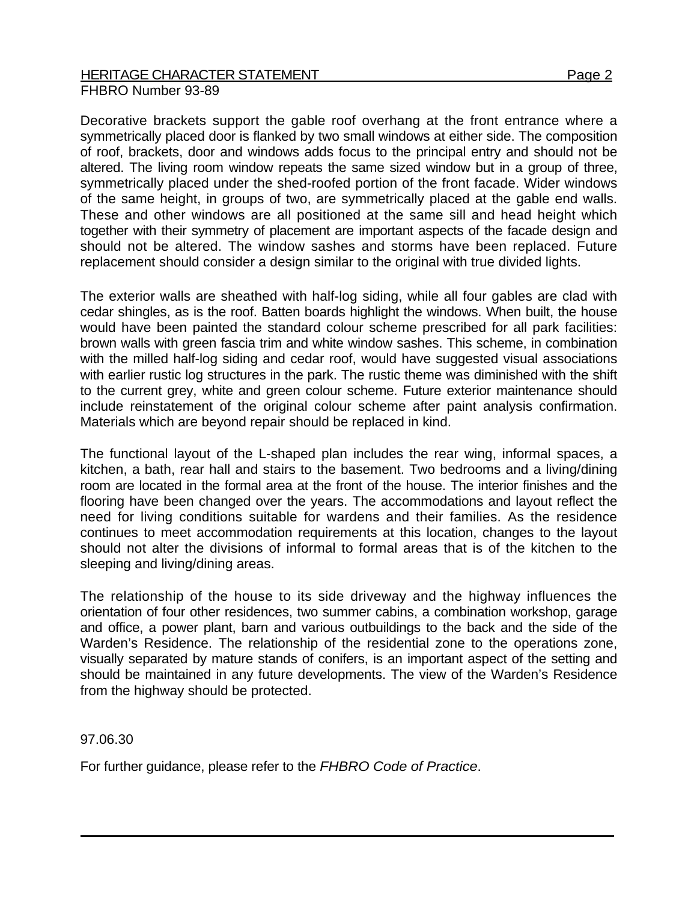Decorative brackets support the gable roof overhang at the front entrance where a symmetrically placed door is flanked by two small windows at either side. The composition of roof, brackets, door and windows adds focus to the principal entry and should not be altered. The living room window repeats the same sized window but in a group of three, symmetrically placed under the shed-roofed portion of the front facade. Wider windows of the same height, in groups of two, are symmetrically placed at the gable end walls. These and other windows are all positioned at the same sill and head height which together with their symmetry of placement are important aspects of the facade design and should not be altered. The window sashes and storms have been replaced. Future replacement should consider a design similar to the original with true divided lights.

The exterior walls are sheathed with half-log siding, while all four gables are clad with cedar shingles, as is the roof. Batten boards highlight the windows. When built, the house would have been painted the standard colour scheme prescribed for all park facilities: brown walls with green fascia trim and white window sashes. This scheme, in combination with the milled half-log siding and cedar roof, would have suggested visual associations with earlier rustic log structures in the park. The rustic theme was diminished with the shift to the current grey, white and green colour scheme. Future exterior maintenance should include reinstatement of the original colour scheme after paint analysis confirmation. Materials which are beyond repair should be replaced in kind.

The functional layout of the L-shaped plan includes the rear wing, informal spaces, a kitchen, a bath, rear hall and stairs to the basement. Two bedrooms and a living/dining room are located in the formal area at the front of the house. The interior finishes and the flooring have been changed over the years. The accommodations and layout reflect the need for living conditions suitable for wardens and their families. As the residence continues to meet accommodation requirements at this location, changes to the layout should not alter the divisions of informal to formal areas that is of the kitchen to the sleeping and living/dining areas.

The relationship of the house to its side driveway and the highway influences the orientation of four other residences, two summer cabins, a combination workshop, garage and office, a power plant, barn and various outbuildings to the back and the side of the Warden's Residence. The relationship of the residential zone to the operations zone, visually separated by mature stands of conifers, is an important aspect of the setting and should be maintained in any future developments. The view of the Warden's Residence from the highway should be protected.

97.06.30

For further guidance, please refer to the *FHBRO Code of Practice*.